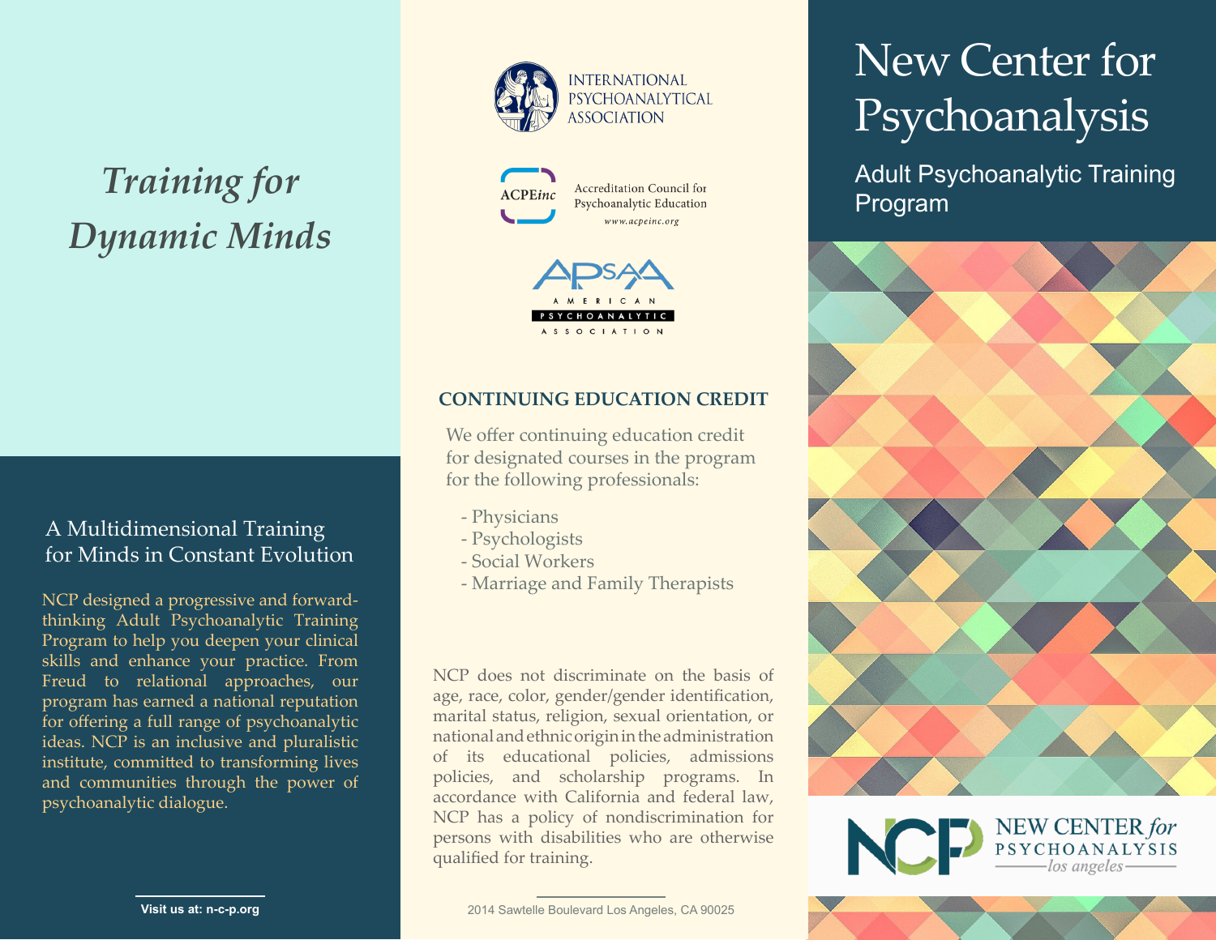# Training for Dynamic Minds

## A Multidimensional Training for Minds in Constant Evolution

NCP designed a progressive and forward-thinking Adult Psychoanalytic Training Program to help you deepen your clinical skills and enhance your practice. From Freud to relational approaches, our program has earned a national reputation for offering a full range of psychoanalytic ideas. NCP is an inclusive and pluralistic institute, committed to transforming lives and communities through the power of psychoanalytic dialogue.

**Visit us at: n-c-p.org**

INTERNATIONAL PSYCHOANALYTICAL ASSOCIATION

ACPEinc — Accreditation Council for Psychoanalytic Education — www.acpeinc.org

APsaA — AMERICAN PSYCHOANALYTIC ASSOCIATION

## CONTINUING EDUCATION CREDIT

We offer continuing education credit for designated courses in the program for the following professionals:

- Physicians
- Psychologists
- Social Workers
- Marriage and Family Therapists

NCP does not discriminate on the basis of age, race, color, gender/gender identification, marital status, religion, sexual orientation, or national and ethnic origin in the administration of its educational policies, admissions policies, and scholarship programs. In accordance with California and federal law, NCP has a policy of nondiscrimination for persons with disabilities who are otherwise qualified for training.

2014 Sawtelle Boulevard Los Angeles, CA 90025

# New Center for Psychoanalysis

## Adult Psychoanalytic Training Program

NCP — NEW CENTER *for* PSYCHOANALYSIS — *los angeles*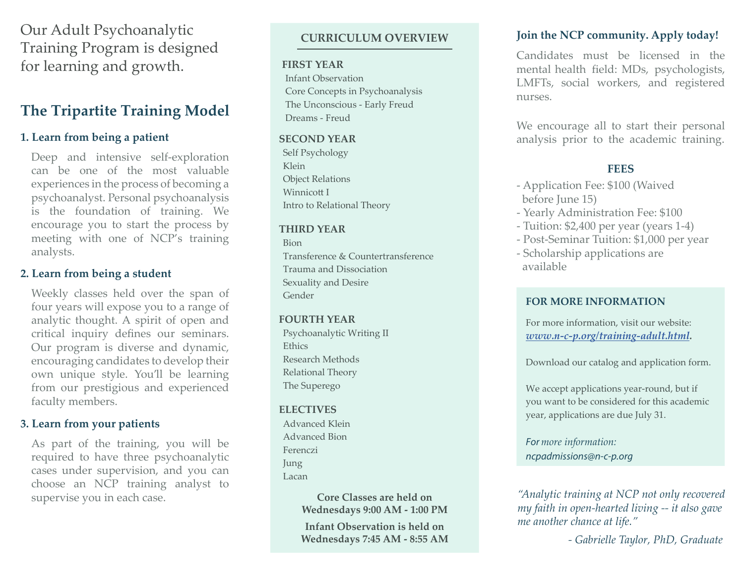Our Adult Psychoanalytic Training Program is designed for learning and growth.

## The Tripartite Training Model

### 1. Learn from being a patient

Deep and intensive self-exploration can be one of the most valuable experiences in the process of becoming a psychoanalyst. Personal psychoanalysis is the foundation of training. We encourage you to start the process by meeting with one of NCP's training analysts.

### 2. Learn from being a student

Weekly classes held over the span of four years will expose you to a range of analytic thought. A spirit of open and critical inquiry defines our seminars. Our program is diverse and dynamic, encouraging candidates to develop their own unique style. You'll be learning from our prestigious and experienced faculty members.

### 3. Learn from your patients

As part of the training, you will be required to have three psychoanalytic cases under supervision, and you can choose an NCP training analyst to supervise you in each case.

## CURRICULUM OVERVIEW

**FIRST YEAR**
- Infant Observation
- Core Concepts in Psychoanalysis
- The Unconscious - Early Freud
- Dreams - Freud

**SECOND YEAR**
- Self Psychology
- Klein
- Object Relations
- Winnicott I
- Intro to Relational Theory

**THIRD YEAR**
- Bion
- Transference & Countertransference
- Trauma and Dissociation
- Sexuality and Desire
- Gender

**FOURTH YEAR**
- Psychoanalytic Writing II
- Ethics
- Research Methods
- Relational Theory
- The Superego

**ELECTIVES**
- Advanced Klein
- Advanced Bion
- Ferenczi
- Jung
- Lacan

**Core Classes are held on Wednesdays 9:00 AM - 1:00 PM**

**Infant Observation is held on Wednesdays 7:45 AM - 8:55 AM**

### Join the NCP community. Apply today!

Candidates must be licensed in the mental health field: MDs, psychologists, LMFTs, social workers, and registered nurses.

We encourage all to start their personal analysis prior to the academic training.

### FEES

- Application Fee: $100 (Waived before June 15)
- Yearly Administration Fee: $100
- Tuition: $2,400 per year (years 1-4)
- Post-Seminar Tuition: $1,000 per year
- Scholarship applications are available

### FOR MORE INFORMATION

For more information, visit our website: ***www.n-c-p.org/training-adult.html***.

Download our catalog and application form.

We accept applications year-round, but if you want to be considered for this academic year, applications are due July 31.

*For more information: ncpadmissions@n-c-p.org*

*"Analytic training at NCP not only recovered my faith in open-hearted living -- it also gave me another chance at life."*

*- Gabrielle Taylor, PhD, Graduate*